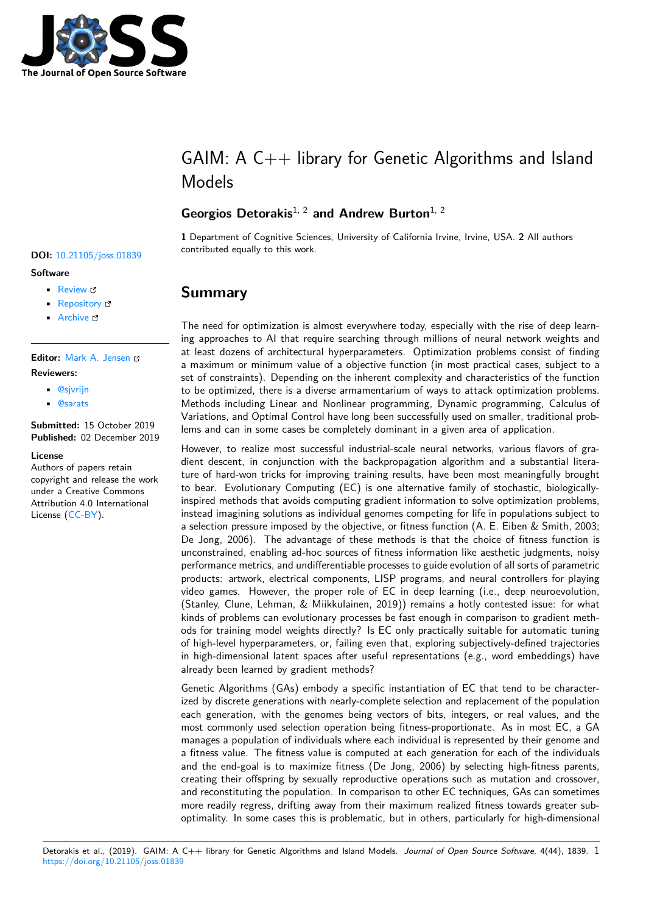# GAIM: A C++ library for Genetic Algorithms and Island Models

**Georgios Detorakis**[1, 2] **and Andrew Burton**[1, 2]

**1** Department of Cognitive Sciences, University of California Irvine, Irvine, USA. **2** All authors contributed equally to this work.

**DOI:** 10.21105/joss.01839

**Software**

- Review
- Repository
- Archive

**Editor:** Mark A. Jensen

**Reviewers:**

- @sjvrijn
- @sarats

**Submitted:** 15 October 2019
**Published:** 02 December 2019

**License**
Authors of papers retain copyright and release the work under a Creative Commons Attribution 4.0 International License (CC-BY).

## Summary

The need for optimization is almost everywhere today, especially with the rise of deep learning approaches to AI that require searching through millions of neural network weights and at least dozens of architectural hyperparameters. Optimization problems consist of finding a maximum or minimum value of a objective function (in most practical cases, subject to a set of constraints). Depending on the inherent complexity and characteristics of the function to be optimized, there is a diverse armamentarium of ways to attack optimization problems. Methods including Linear and Nonlinear programming, Dynamic programming, Calculus of Variations, and Optimal Control have long been successfully used on smaller, traditional problems and can in some cases be completely dominant in a given area of application.

However, to realize most successful industrial-scale neural networks, various flavors of gradient descent, in conjunction with the backpropagation algorithm and a substantial literature of hard-won tricks for improving training results, have been most meaningfully brought to bear. Evolutionary Computing (EC) is one alternative family of stochastic, biologically-inspired methods that avoids computing gradient information to solve optimization problems, instead imagining solutions as individual genomes competing for life in populations subject to a selection pressure imposed by the objective, or fitness function (A. E. Eiben & Smith, 2003; De Jong, 2006). The advantage of these methods is that the choice of fitness function is unconstrained, enabling ad-hoc sources of fitness information like aesthetic judgments, noisy performance metrics, and undifferentiable processes to guide evolution of all sorts of parametric products: artwork, electrical components, LISP programs, and neural controllers for playing video games. However, the proper role of EC in deep learning (i.e., deep neuroevolution, (Stanley, Clune, Lehman, & Miikkulainen, 2019)) remains a hotly contested issue: for what kinds of problems can evolutionary processes be fast enough in comparison to gradient methods for training model weights directly? Is EC only practically suitable for automatic tuning of high-level hyperparameters, or, failing even that, exploring subjectively-defined trajectories in high-dimensional latent spaces after useful representations (e.g., word embeddings) have already been learned by gradient methods?

Genetic Algorithms (GAs) embody a specific instantiation of EC that tend to be characterized by discrete generations with nearly-complete selection and replacement of the population each generation, with the genomes being vectors of bits, integers, or real values, and the most commonly used selection operation being fitness-proportionate. As in most EC, a GA manages a population of individuals where each individual is represented by their genome and a fitness value. The fitness value is computed at each generation for each of the individuals and the end-goal is to maximize fitness (De Jong, 2006) by selecting high-fitness parents, creating their offspring by sexually reproductive operations such as mutation and crossover, and reconstituting the population. In comparison to other EC techniques, GAs can sometimes more readily regress, drifting away from their maximum realized fitness towards greater sub-optimality. In some cases this is problematic, but in others, particularly for high-dimensional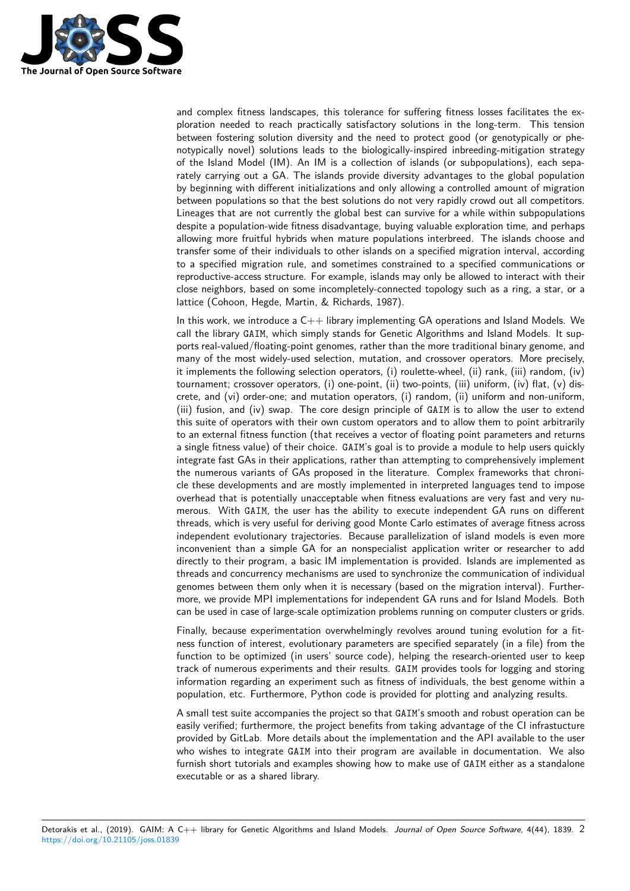and complex fitness landscapes, this tolerance for suffering fitness losses facilitates the exploration needed to reach practically satisfactory solutions in the long-term. This tension between fostering solution diversity and the need to protect good (or genotypically or phenotypically novel) solutions leads to the biologically-inspired inbreeding-mitigation strategy of the Island Model (IM). An IM is a collection of islands (or subpopulations), each separately carrying out a GA. The islands provide diversity advantages to the global population by beginning with different initializations and only allowing a controlled amount of migration between populations so that the best solutions do not very rapidly crowd out all competitors. Lineages that are not currently the global best can survive for a while within subpopulations despite a population-wide fitness disadvantage, buying valuable exploration time, and perhaps allowing more fruitful hybrids when mature populations interbreed. The islands choose and transfer some of their individuals to other islands on a specified migration interval, according to a specified migration rule, and sometimes constrained to a specified communications or reproductive-access structure. For example, islands may only be allowed to interact with their close neighbors, based on some incompletely-connected topology such as a ring, a star, or a lattice (Cohoon, Hegde, Martin, & Richards, 1987).

In this work, we introduce a C++ library implementing GA operations and Island Models. We call the library `GAIM`, which simply stands for Genetic Algorithms and Island Models. It supports real-valued/floating-point genomes, rather than the more traditional binary genome, and many of the most widely-used selection, mutation, and crossover operators. More precisely, it implements the following selection operators, (i) roulette-wheel, (ii) rank, (iii) random, (iv) tournament; crossover operators, (i) one-point, (ii) two-points, (iii) uniform, (iv) flat, (v) discrete, and (vi) order-one; and mutation operators, (i) random, (ii) uniform and non-uniform, (iii) fusion, and (iv) swap. The core design principle of `GAIM` is to allow the user to extend this suite of operators with their own custom operators and to allow them to point arbitrarily to an external fitness function (that receives a vector of floating point parameters and returns a single fitness value) of their choice. `GAIM`'s goal is to provide a module to help users quickly integrate fast GAs in their applications, rather than attempting to comprehensively implement the numerous variants of GAs proposed in the literature. Complex frameworks that chronicle these developments and are mostly implemented in interpreted languages tend to impose overhead that is potentially unacceptable when fitness evaluations are very fast and very numerous. With `GAIM`, the user has the ability to execute independent GA runs on different threads, which is very useful for deriving good Monte Carlo estimates of average fitness across independent evolutionary trajectories. Because parallelization of island models is even more inconvenient than a simple GA for an nonspecialist application writer or researcher to add directly to their program, a basic IM implementation is provided. Islands are implemented as threads and concurrency mechanisms are used to synchronize the communication of individual genomes between them only when it is necessary (based on the migration interval). Furthermore, we provide MPI implementations for independent GA runs and for Island Models. Both can be used in case of large-scale optimization problems running on computer clusters or grids.

Finally, because experimentation overwhelmingly revolves around tuning evolution for a fitness function of interest, evolutionary parameters are specified separately (in a file) from the function to be optimized (in users' source code), helping the research-oriented user to keep track of numerous experiments and their results. `GAIM` provides tools for logging and storing information regarding an experiment such as fitness of individuals, the best genome within a population, etc. Furthermore, Python code is provided for plotting and analyzing results.

A small test suite accompanies the project so that `GAIM`'s smooth and robust operation can be easily verified; furthermore, the project benefits from taking advantage of the CI infrastucture provided by GitLab. More details about the implementation and the API available to the user who wishes to integrate `GAIM` into their program are available in documentation. We also furnish short tutorials and examples showing how to make use of `GAIM` either as a standalone executable or as a shared library.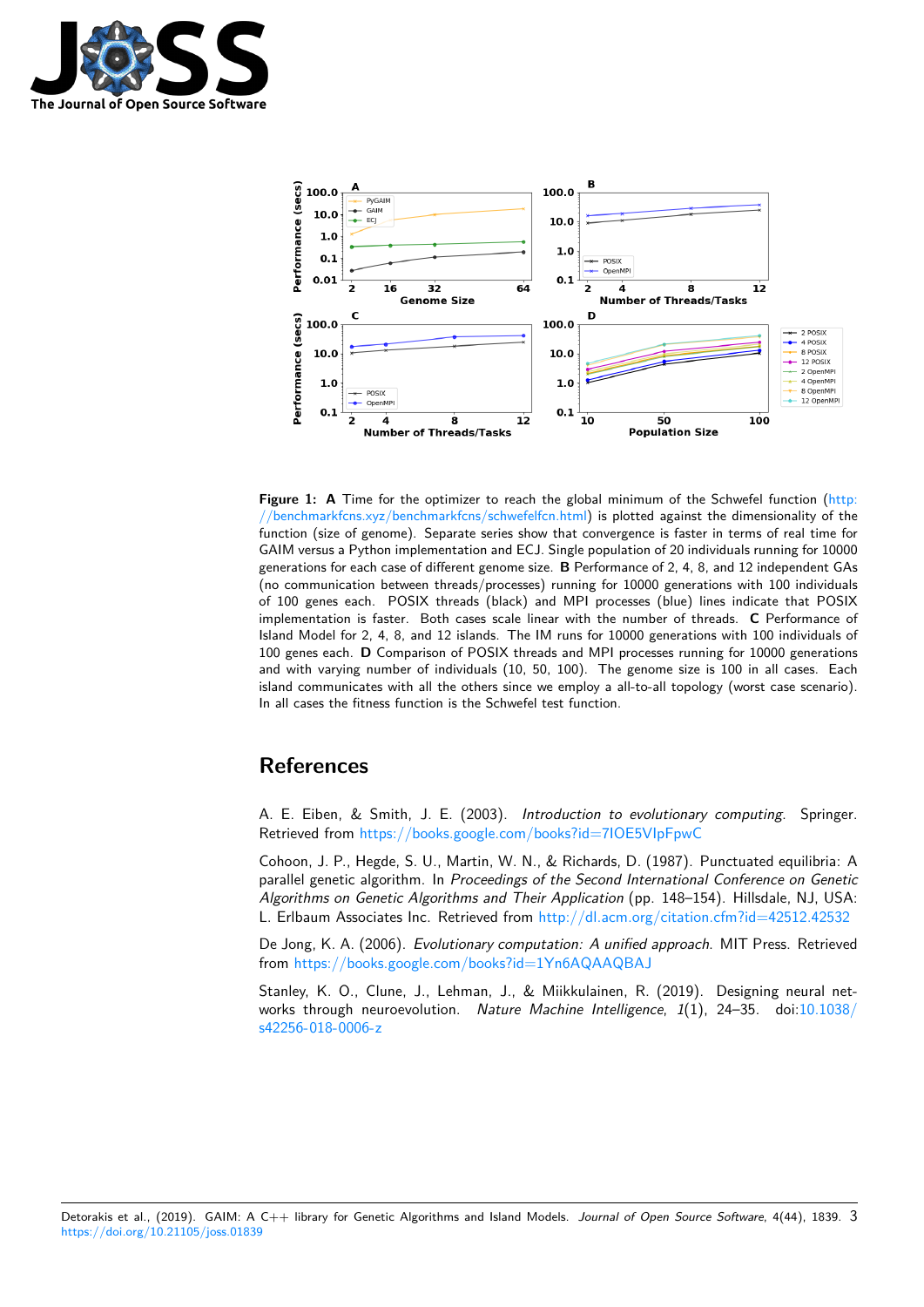A

Performance (secs)

100.0

10.0

1.0

0.1

0.01

PyGAIM

GAIM

ECJ

2 16 32 64

Genome Size

B

100.0

10.0

1.0

0.1

POSIX

OpenMPI

2 4 8 12

Number of Threads/Tasks

C

Performance (secs)

100.0

10.0

1.0

0.1

POSIX

OpenMPI

2 4 8 12

Number of Threads/Tasks

D

100.0

10.0

1.0

0.1

10 50 100

Population Size

2 POSIX

4 POSIX

8 POSIX

12 POSIX

2 OpenMPI

4 OpenMPI

8 OpenMPI

12 OpenMPI

**Figure 1: A** Time for the optimizer to reach the global minimum of the Schwefel function (http://benchmarkfcns.xyz/benchmarkfcns/schwefelfcn.html) is plotted against the dimensionality of the function (size of genome). Separate series show that convergence is faster in terms of real time for GAIM versus a Python implementation and ECJ. Single population of 20 individuals running for 10000 generations for each case of different genome size. **B** Performance of 2, 4, 8, and 12 independent GAs (no communication between threads/processes) running for 10000 generations with 100 individuals of 100 genes each. POSIX threads (black) and MPI processes (blue) lines indicate that POSIX implementation is faster. Both cases scale linear with the number of threads. **C** Performance of Island Model for 2, 4, 8, and 12 islands. The IM runs for 10000 generations with 100 individuals of 100 genes each. **D** Comparison of POSIX threads and MPI processes running for 10000 generations and with varying number of individuals (10, 50, 100). The genome size is 100 in all cases. Each island communicates with all the others since we employ a all-to-all topology (worst case scenario). In all cases the fitness function is the Schwefel test function.

## References

A. E. Eiben, & Smith, J. E. (2003). *Introduction to evolutionary computing*. Springer. Retrieved from https://books.google.com/books?id=7IOE5VIpFpwC

Cohoon, J. P., Hegde, S. U., Martin, W. N., & Richards, D. (1987). Punctuated equilibria: A parallel genetic algorithm. In *Proceedings of the Second International Conference on Genetic Algorithms on Genetic Algorithms and Their Application* (pp. 148–154). Hillsdale, NJ, USA: L. Erlbaum Associates Inc. Retrieved from http://dl.acm.org/citation.cfm?id=42512.42532

De Jong, K. A. (2006). *Evolutionary computation: A unified approach*. MIT Press. Retrieved from https://books.google.com/books?id=1Yn6AQAAQBAJ

Stanley, K. O., Clune, J., Lehman, J., & Miikkulainen, R. (2019). Designing neural networks through neuroevolution. *Nature Machine Intelligence*, *1*(1), 24–35. doi:10.1038/s42256-018-0006-z